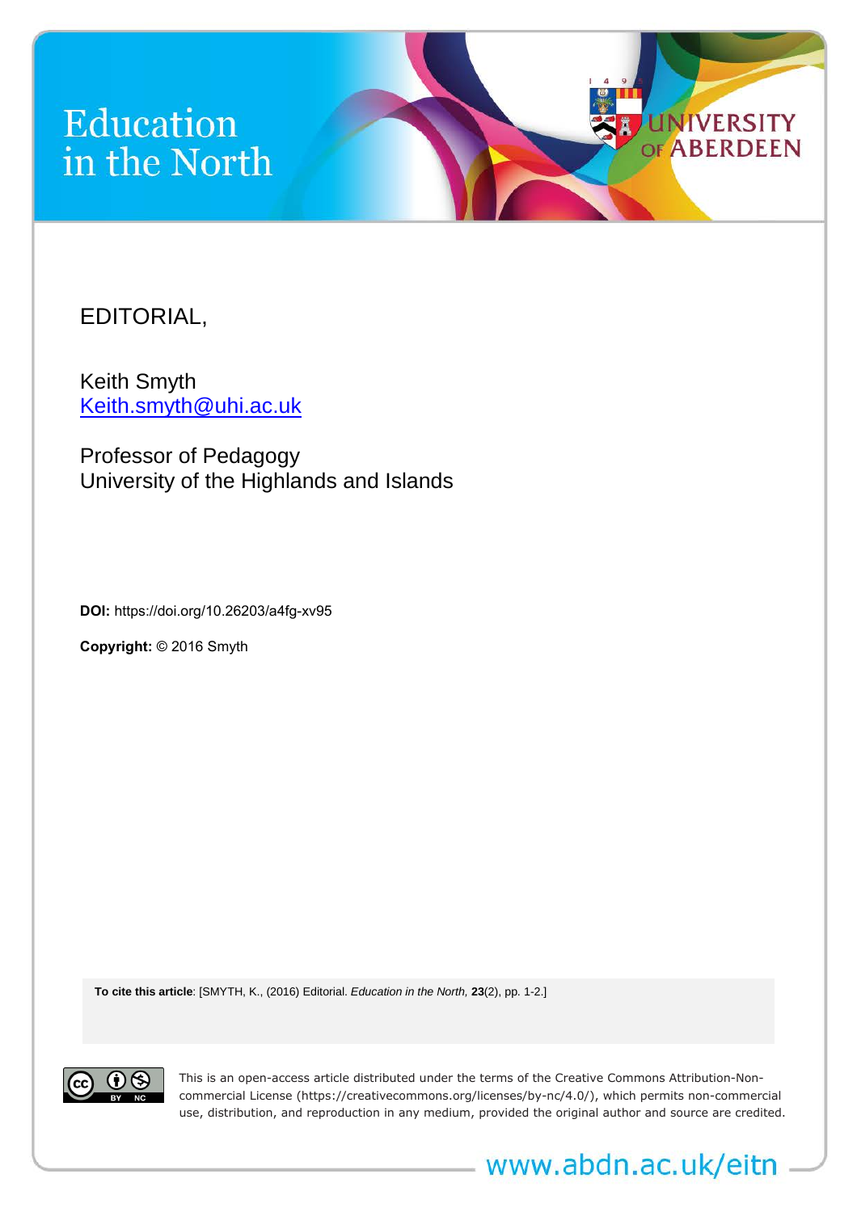# Education in the North

UNIVERSITY OF ABERDEEN

EDITORIAL,

Keith Smyth
Keith.smyth@uhi.ac.uk

Professor of Pedagogy
University of the Highlands and Islands

**DOI:** https://doi.org/10.26203/a4fg-xv95

**Copyright:** © 2016 Smyth

**To cite this article**: [SMYTH, K., (2016) Editorial. *Education in the North,* **23**(2), pp. 1-2.]

This is an open-access article distributed under the terms of the Creative Commons Attribution-Non-commercial License (https://creativecommons.org/licenses/by-nc/4.0/), which permits non-commercial use, distribution, and reproduction in any medium, provided the original author and source are credited.

www.abdn.ac.uk/eitn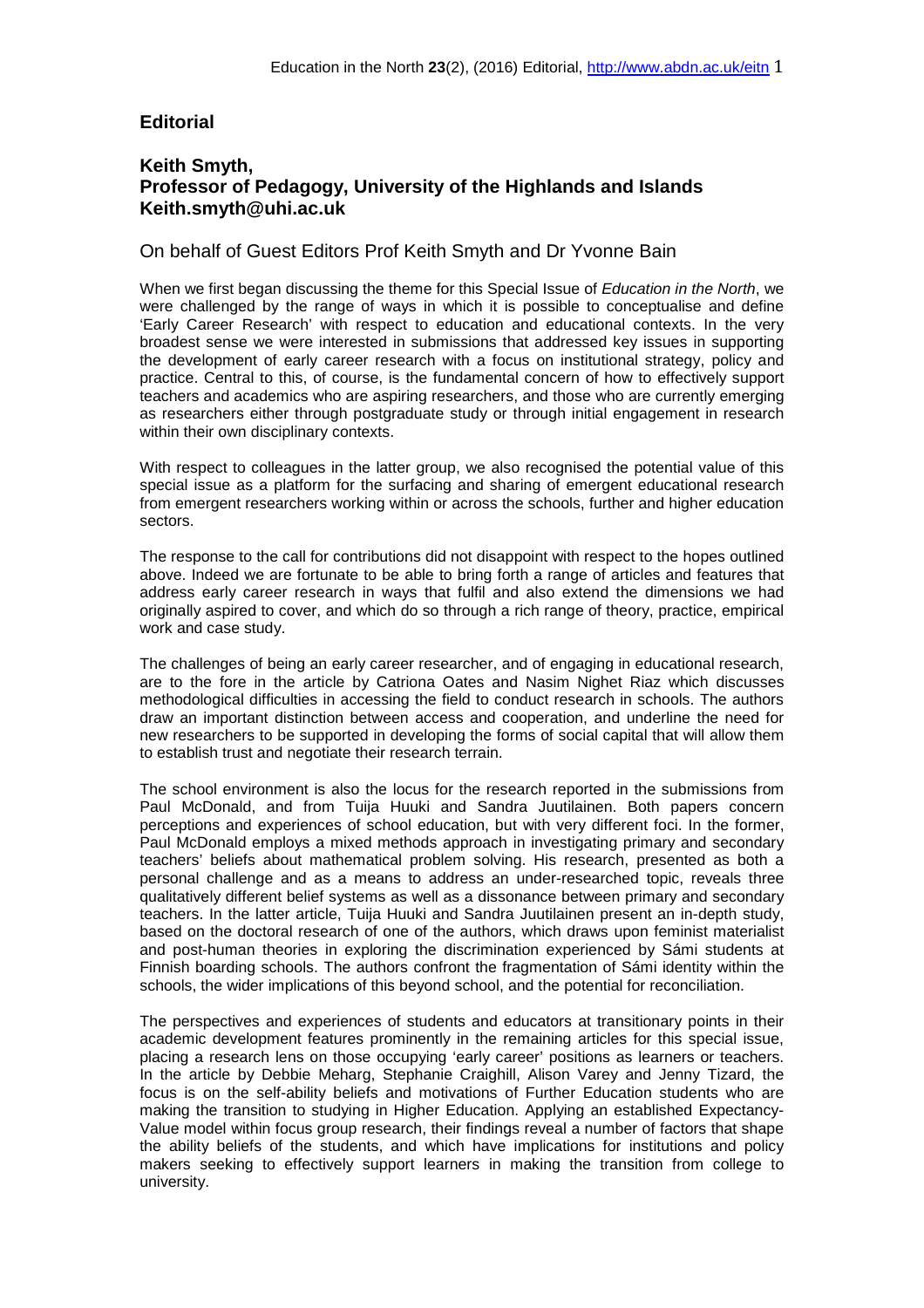## Editorial

### Keith Smyth,
### Professor of Pedagogy, University of the Highlands and Islands
### Keith.smyth@uhi.ac.uk

On behalf of Guest Editors Prof Keith Smyth and Dr Yvonne Bain

When we first began discussing the theme for this Special Issue of *Education in the North*, we were challenged by the range of ways in which it is possible to conceptualise and define 'Early Career Research' with respect to education and educational contexts. In the very broadest sense we were interested in submissions that addressed key issues in supporting the development of early career research with a focus on institutional strategy, policy and practice. Central to this, of course, is the fundamental concern of how to effectively support teachers and academics who are aspiring researchers, and those who are currently emerging as researchers either through postgraduate study or through initial engagement in research within their own disciplinary contexts.

With respect to colleagues in the latter group, we also recognised the potential value of this special issue as a platform for the surfacing and sharing of emergent educational research from emergent researchers working within or across the schools, further and higher education sectors.

The response to the call for contributions did not disappoint with respect to the hopes outlined above. Indeed we are fortunate to be able to bring forth a range of articles and features that address early career research in ways that fulfil and also extend the dimensions we had originally aspired to cover, and which do so through a rich range of theory, practice, empirical work and case study.

The challenges of being an early career researcher, and of engaging in educational research, are to the fore in the article by Catriona Oates and Nasim Nighet Riaz which discusses methodological difficulties in accessing the field to conduct research in schools. The authors draw an important distinction between access and cooperation, and underline the need for new researchers to be supported in developing the forms of social capital that will allow them to establish trust and negotiate their research terrain.

The school environment is also the locus for the research reported in the submissions from Paul McDonald, and from Tuija Huuki and Sandra Juutilainen. Both papers concern perceptions and experiences of school education, but with very different foci. In the former, Paul McDonald employs a mixed methods approach in investigating primary and secondary teachers' beliefs about mathematical problem solving. His research, presented as both a personal challenge and as a means to address an under-researched topic, reveals three qualitatively different belief systems as well as a dissonance between primary and secondary teachers. In the latter article, Tuija Huuki and Sandra Juutilainen present an in-depth study, based on the doctoral research of one of the authors, which draws upon feminist materialist and post-human theories in exploring the discrimination experienced by Sámi students at Finnish boarding schools. The authors confront the fragmentation of Sámi identity within the schools, the wider implications of this beyond school, and the potential for reconciliation.

The perspectives and experiences of students and educators at transitionary points in their academic development features prominently in the remaining articles for this special issue, placing a research lens on those occupying 'early career' positions as learners or teachers. In the article by Debbie Meharg, Stephanie Craighill, Alison Varey and Jenny Tizard, the focus is on the self-ability beliefs and motivations of Further Education students who are making the transition to studying in Higher Education. Applying an established Expectancy-Value model within focus group research, their findings reveal a number of factors that shape the ability beliefs of the students, and which have implications for institutions and policy makers seeking to effectively support learners in making the transition from college to university.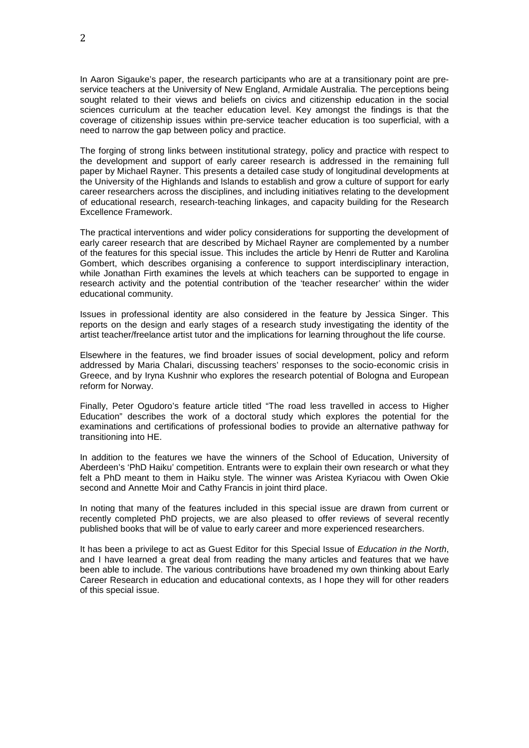In Aaron Sigauke's paper, the research participants who are at a transitionary point are pre-service teachers at the University of New England, Armidale Australia. The perceptions being sought related to their views and beliefs on civics and citizenship education in the social sciences curriculum at the teacher education level. Key amongst the findings is that the coverage of citizenship issues within pre-service teacher education is too superficial, with a need to narrow the gap between policy and practice.

The forging of strong links between institutional strategy, policy and practice with respect to the development and support of early career research is addressed in the remaining full paper by Michael Rayner. This presents a detailed case study of longitudinal developments at the University of the Highlands and Islands to establish and grow a culture of support for early career researchers across the disciplines, and including initiatives relating to the development of educational research, research-teaching linkages, and capacity building for the Research Excellence Framework.

The practical interventions and wider policy considerations for supporting the development of early career research that are described by Michael Rayner are complemented by a number of the features for this special issue. This includes the article by Henri de Rutter and Karolina Gombert, which describes organising a conference to support interdisciplinary interaction, while Jonathan Firth examines the levels at which teachers can be supported to engage in research activity and the potential contribution of the 'teacher researcher' within the wider educational community.

Issues in professional identity are also considered in the feature by Jessica Singer. This reports on the design and early stages of a research study investigating the identity of the artist teacher/freelance artist tutor and the implications for learning throughout the life course.

Elsewhere in the features, we find broader issues of social development, policy and reform addressed by Maria Chalari, discussing teachers' responses to the socio-economic crisis in Greece, and by Iryna Kushnir who explores the research potential of Bologna and European reform for Norway.

Finally, Peter Ogudoro's feature article titled "The road less travelled in access to Higher Education" describes the work of a doctoral study which explores the potential for the examinations and certifications of professional bodies to provide an alternative pathway for transitioning into HE.

In addition to the features we have the winners of the School of Education, University of Aberdeen's 'PhD Haiku' competition. Entrants were to explain their own research or what they felt a PhD meant to them in Haiku style. The winner was Aristea Kyriacou with Owen Okie second and Annette Moir and Cathy Francis in joint third place.

In noting that many of the features included in this special issue are drawn from current or recently completed PhD projects, we are also pleased to offer reviews of several recently published books that will be of value to early career and more experienced researchers.

It has been a privilege to act as Guest Editor for this Special Issue of *Education in the North*, and I have learned a great deal from reading the many articles and features that we have been able to include. The various contributions have broadened my own thinking about Early Career Research in education and educational contexts, as I hope they will for other readers of this special issue.